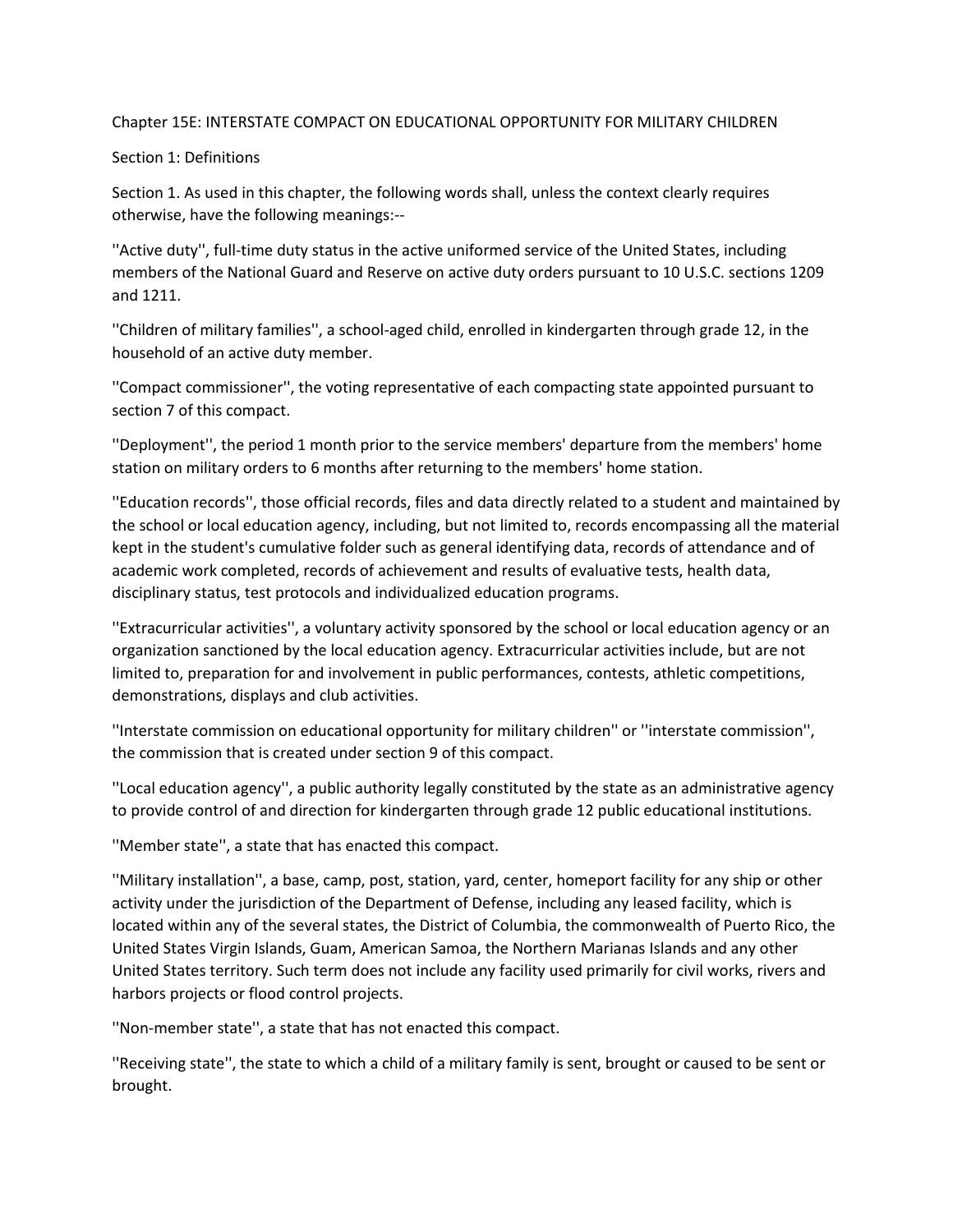# Chapter 15E: INTERSTATE COMPACT ON EDUCATIONAL OPPORTUNITY FOR MILITARY CHILDREN

## Section 1: Definitions

Section 1. As used in this chapter, the following words shall, unless the context clearly requires otherwise, have the following meanings:--

''Active duty'', full-time duty status in the active uniformed service of the United States, including members of the National Guard and Reserve on active duty orders pursuant to 10 U.S.C. sections 1209 and 1211.

''Children of military families'', a school-aged child, enrolled in kindergarten through grade 12, in the household of an active duty member.

''Compact commissioner'', the voting representative of each compacting state appointed pursuant to section 7 of this compact.

''Deployment'', the period 1 month prior to the service members' departure from the members' home station on military orders to 6 months after returning to the members' home station.

''Education records'', those official records, files and data directly related to a student and maintained by the school or local education agency, including, but not limited to, records encompassing all the material kept in the student's cumulative folder such as general identifying data, records of attendance and of academic work completed, records of achievement and results of evaluative tests, health data, disciplinary status, test protocols and individualized education programs.

''Extracurricular activities'', a voluntary activity sponsored by the school or local education agency or an organization sanctioned by the local education agency. Extracurricular activities include, but are not limited to, preparation for and involvement in public performances, contests, athletic competitions, demonstrations, displays and club activities.

''Interstate commission on educational opportunity for military children'' or ''interstate commission'', the commission that is created under section 9 of this compact.

''Local education agency'', a public authority legally constituted by the state as an administrative agency to provide control of and direction for kindergarten through grade 12 public educational institutions.

''Member state'', a state that has enacted this compact.

''Military installation'', a base, camp, post, station, yard, center, homeport facility for any ship or other activity under the jurisdiction of the Department of Defense, including any leased facility, which is located within any of the several states, the District of Columbia, the commonwealth of Puerto Rico, the United States Virgin Islands, Guam, American Samoa, the Northern Marianas Islands and any other United States territory. Such term does not include any facility used primarily for civil works, rivers and harbors projects or flood control projects.

''Non-member state'', a state that has not enacted this compact.

''Receiving state'', the state to which a child of a military family is sent, brought or caused to be sent or brought.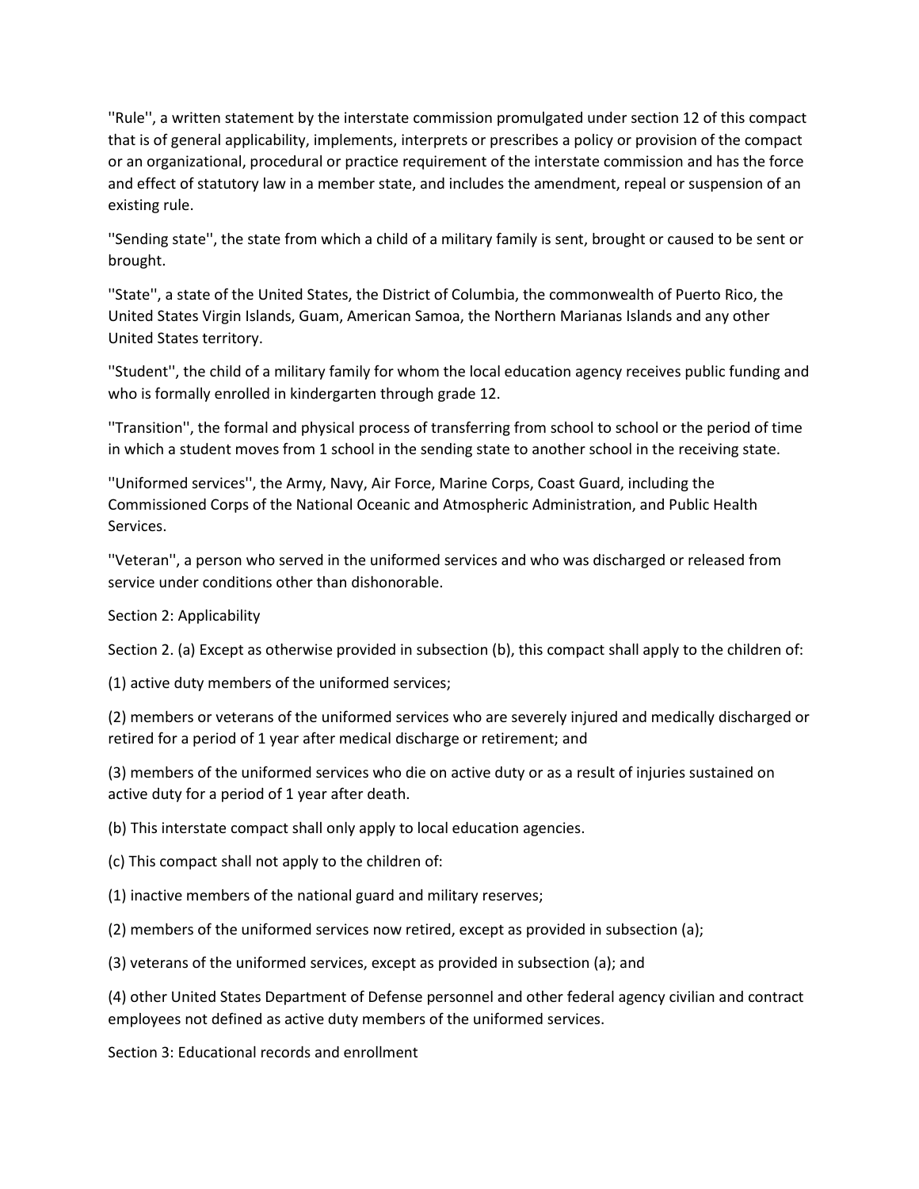''Rule'', a written statement by the interstate commission promulgated under section 12 of this compact that is of general applicability, implements, interprets or prescribes a policy or provision of the compact or an organizational, procedural or practice requirement of the interstate commission and has the force and effect of statutory law in a member state, and includes the amendment, repeal or suspension of an existing rule.

''Sending state'', the state from which a child of a military family is sent, brought or caused to be sent or brought.

''State'', a state of the United States, the District of Columbia, the commonwealth of Puerto Rico, the United States Virgin Islands, Guam, American Samoa, the Northern Marianas Islands and any other United States territory.

''Student'', the child of a military family for whom the local education agency receives public funding and who is formally enrolled in kindergarten through grade 12.

''Transition'', the formal and physical process of transferring from school to school or the period of time in which a student moves from 1 school in the sending state to another school in the receiving state.

''Uniformed services'', the Army, Navy, Air Force, Marine Corps, Coast Guard, including the Commissioned Corps of the National Oceanic and Atmospheric Administration, and Public Health Services.

''Veteran'', a person who served in the uniformed services and who was discharged or released from service under conditions other than dishonorable.

Section 2: Applicability

Section 2. (a) Except as otherwise provided in subsection (b), this compact shall apply to the children of:

(1) active duty members of the uniformed services;

(2) members or veterans of the uniformed services who are severely injured and medically discharged or retired for a period of 1 year after medical discharge or retirement; and

(3) members of the uniformed services who die on active duty or as a result of injuries sustained on active duty for a period of 1 year after death.

(b) This interstate compact shall only apply to local education agencies.

(c) This compact shall not apply to the children of:

(1) inactive members of the national guard and military reserves;

(2) members of the uniformed services now retired, except as provided in subsection (a);

(3) veterans of the uniformed services, except as provided in subsection (a); and

(4) other United States Department of Defense personnel and other federal agency civilian and contract employees not defined as active duty members of the uniformed services.

Section 3: Educational records and enrollment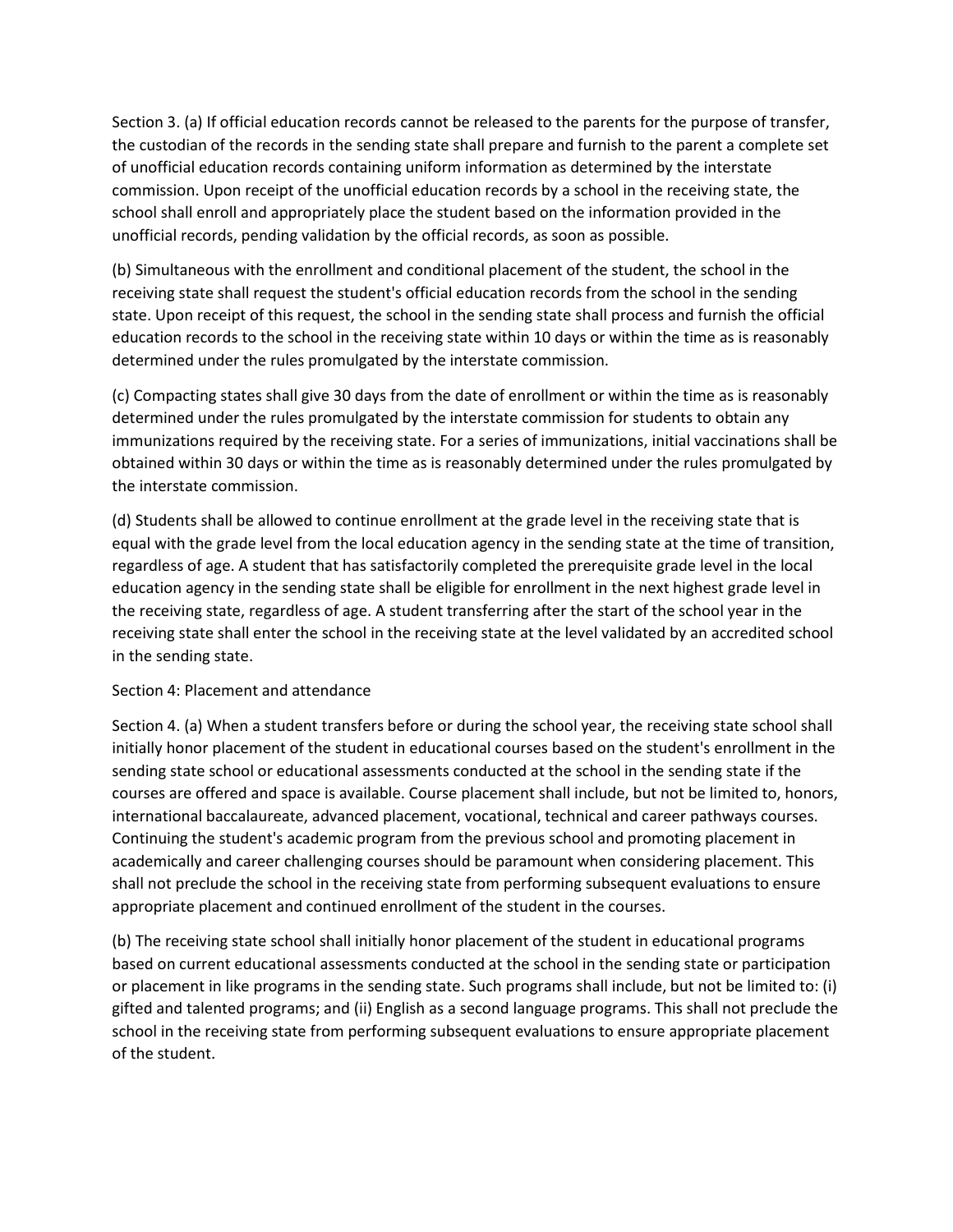Section 3. (a) If official education records cannot be released to the parents for the purpose of transfer, the custodian of the records in the sending state shall prepare and furnish to the parent a complete set of unofficial education records containing uniform information as determined by the interstate commission. Upon receipt of the unofficial education records by a school in the receiving state, the school shall enroll and appropriately place the student based on the information provided in the unofficial records, pending validation by the official records, as soon as possible.

(b) Simultaneous with the enrollment and conditional placement of the student, the school in the receiving state shall request the student's official education records from the school in the sending state. Upon receipt of this request, the school in the sending state shall process and furnish the official education records to the school in the receiving state within 10 days or within the time as is reasonably determined under the rules promulgated by the interstate commission.

(c) Compacting states shall give 30 days from the date of enrollment or within the time as is reasonably determined under the rules promulgated by the interstate commission for students to obtain any immunizations required by the receiving state. For a series of immunizations, initial vaccinations shall be obtained within 30 days or within the time as is reasonably determined under the rules promulgated by the interstate commission.

(d) Students shall be allowed to continue enrollment at the grade level in the receiving state that is equal with the grade level from the local education agency in the sending state at the time of transition, regardless of age. A student that has satisfactorily completed the prerequisite grade level in the local education agency in the sending state shall be eligible for enrollment in the next highest grade level in the receiving state, regardless of age. A student transferring after the start of the school year in the receiving state shall enter the school in the receiving state at the level validated by an accredited school in the sending state.

Section 4: Placement and attendance

Section 4. (a) When a student transfers before or during the school year, the receiving state school shall initially honor placement of the student in educational courses based on the student's enrollment in the sending state school or educational assessments conducted at the school in the sending state if the courses are offered and space is available. Course placement shall include, but not be limited to, honors, international baccalaureate, advanced placement, vocational, technical and career pathways courses. Continuing the student's academic program from the previous school and promoting placement in academically and career challenging courses should be paramount when considering placement. This shall not preclude the school in the receiving state from performing subsequent evaluations to ensure appropriate placement and continued enrollment of the student in the courses.

(b) The receiving state school shall initially honor placement of the student in educational programs based on current educational assessments conducted at the school in the sending state or participation or placement in like programs in the sending state. Such programs shall include, but not be limited to: (i) gifted and talented programs; and (ii) English as a second language programs. This shall not preclude the school in the receiving state from performing subsequent evaluations to ensure appropriate placement of the student.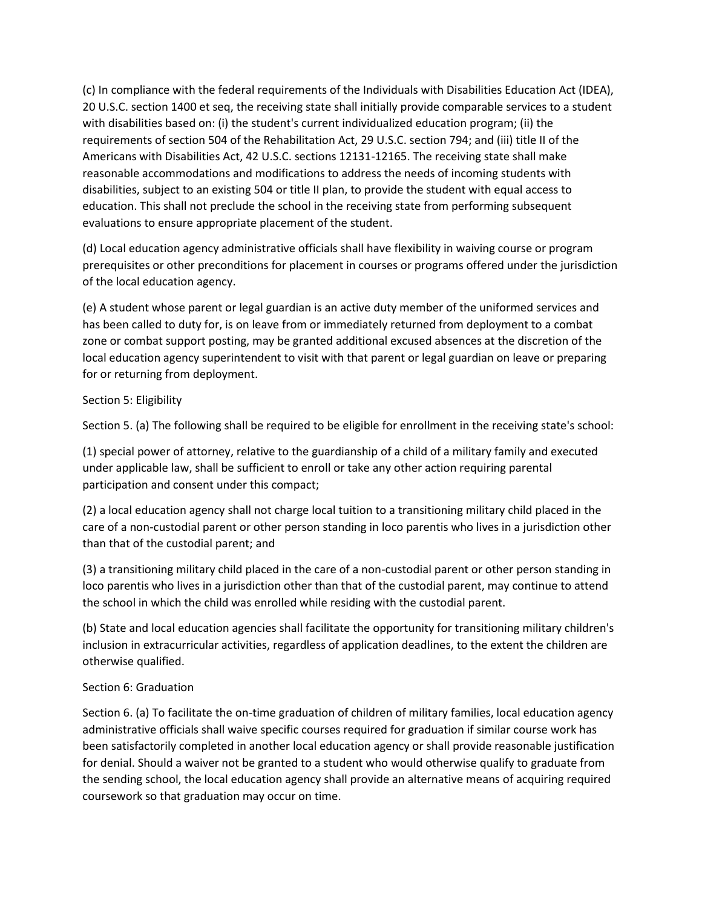(c) In compliance with the federal requirements of the Individuals with Disabilities Education Act (IDEA), 20 U.S.C. section 1400 et seq, the receiving state shall initially provide comparable services to a student with disabilities based on: (i) the student's current individualized education program; (ii) the requirements of section 504 of the Rehabilitation Act, 29 U.S.C. section 794; and (iii) title II of the Americans with Disabilities Act, 42 U.S.C. sections 12131-12165. The receiving state shall make reasonable accommodations and modifications to address the needs of incoming students with disabilities, subject to an existing 504 or title II plan, to provide the student with equal access to education. This shall not preclude the school in the receiving state from performing subsequent evaluations to ensure appropriate placement of the student.

(d) Local education agency administrative officials shall have flexibility in waiving course or program prerequisites or other preconditions for placement in courses or programs offered under the jurisdiction of the local education agency.

(e) A student whose parent or legal guardian is an active duty member of the uniformed services and has been called to duty for, is on leave from or immediately returned from deployment to a combat zone or combat support posting, may be granted additional excused absences at the discretion of the local education agency superintendent to visit with that parent or legal guardian on leave or preparing for or returning from deployment.

Section 5: Eligibility

Section 5. (a) The following shall be required to be eligible for enrollment in the receiving state's school:

(1) special power of attorney, relative to the guardianship of a child of a military family and executed under applicable law, shall be sufficient to enroll or take any other action requiring parental participation and consent under this compact;

(2) a local education agency shall not charge local tuition to a transitioning military child placed in the care of a non-custodial parent or other person standing in loco parentis who lives in a jurisdiction other than that of the custodial parent; and

(3) a transitioning military child placed in the care of a non-custodial parent or other person standing in loco parentis who lives in a jurisdiction other than that of the custodial parent, may continue to attend the school in which the child was enrolled while residing with the custodial parent.

(b) State and local education agencies shall facilitate the opportunity for transitioning military children's inclusion in extracurricular activities, regardless of application deadlines, to the extent the children are otherwise qualified.

Section 6: Graduation

Section 6. (a) To facilitate the on-time graduation of children of military families, local education agency administrative officials shall waive specific courses required for graduation if similar course work has been satisfactorily completed in another local education agency or shall provide reasonable justification for denial. Should a waiver not be granted to a student who would otherwise qualify to graduate from the sending school, the local education agency shall provide an alternative means of acquiring required coursework so that graduation may occur on time.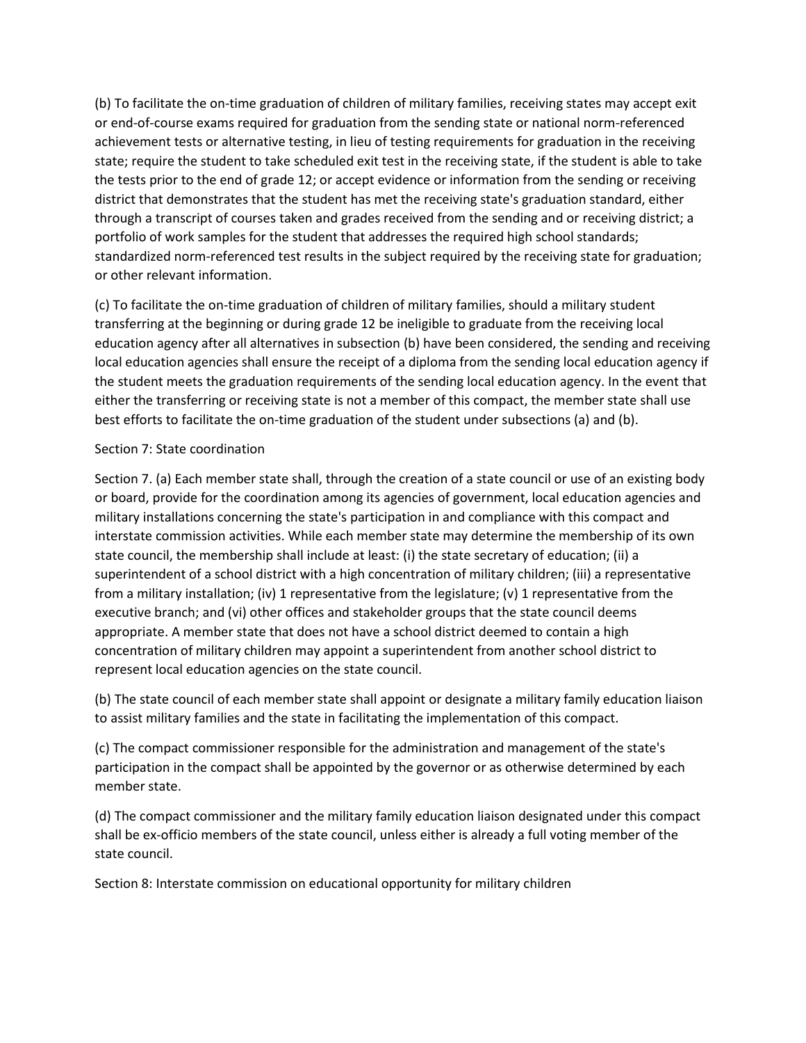(b) To facilitate the on-time graduation of children of military families, receiving states may accept exit or end-of-course exams required for graduation from the sending state or national norm-referenced achievement tests or alternative testing, in lieu of testing requirements for graduation in the receiving state; require the student to take scheduled exit test in the receiving state, if the student is able to take the tests prior to the end of grade 12; or accept evidence or information from the sending or receiving district that demonstrates that the student has met the receiving state's graduation standard, either through a transcript of courses taken and grades received from the sending and or receiving district; a portfolio of work samples for the student that addresses the required high school standards; standardized norm-referenced test results in the subject required by the receiving state for graduation; or other relevant information.

(c) To facilitate the on-time graduation of children of military families, should a military student transferring at the beginning or during grade 12 be ineligible to graduate from the receiving local education agency after all alternatives in subsection (b) have been considered, the sending and receiving local education agencies shall ensure the receipt of a diploma from the sending local education agency if the student meets the graduation requirements of the sending local education agency. In the event that either the transferring or receiving state is not a member of this compact, the member state shall use best efforts to facilitate the on-time graduation of the student under subsections (a) and (b).

## Section 7: State coordination

Section 7. (a) Each member state shall, through the creation of a state council or use of an existing body or board, provide for the coordination among its agencies of government, local education agencies and military installations concerning the state's participation in and compliance with this compact and interstate commission activities. While each member state may determine the membership of its own state council, the membership shall include at least: (i) the state secretary of education; (ii) a superintendent of a school district with a high concentration of military children; (iii) a representative from a military installation; (iv) 1 representative from the legislature; (v) 1 representative from the executive branch; and (vi) other offices and stakeholder groups that the state council deems appropriate. A member state that does not have a school district deemed to contain a high concentration of military children may appoint a superintendent from another school district to represent local education agencies on the state council.

(b) The state council of each member state shall appoint or designate a military family education liaison to assist military families and the state in facilitating the implementation of this compact.

(c) The compact commissioner responsible for the administration and management of the state's participation in the compact shall be appointed by the governor or as otherwise determined by each member state.

(d) The compact commissioner and the military family education liaison designated under this compact shall be ex-officio members of the state council, unless either is already a full voting member of the state council.

## Section 8: Interstate commission on educational opportunity for military children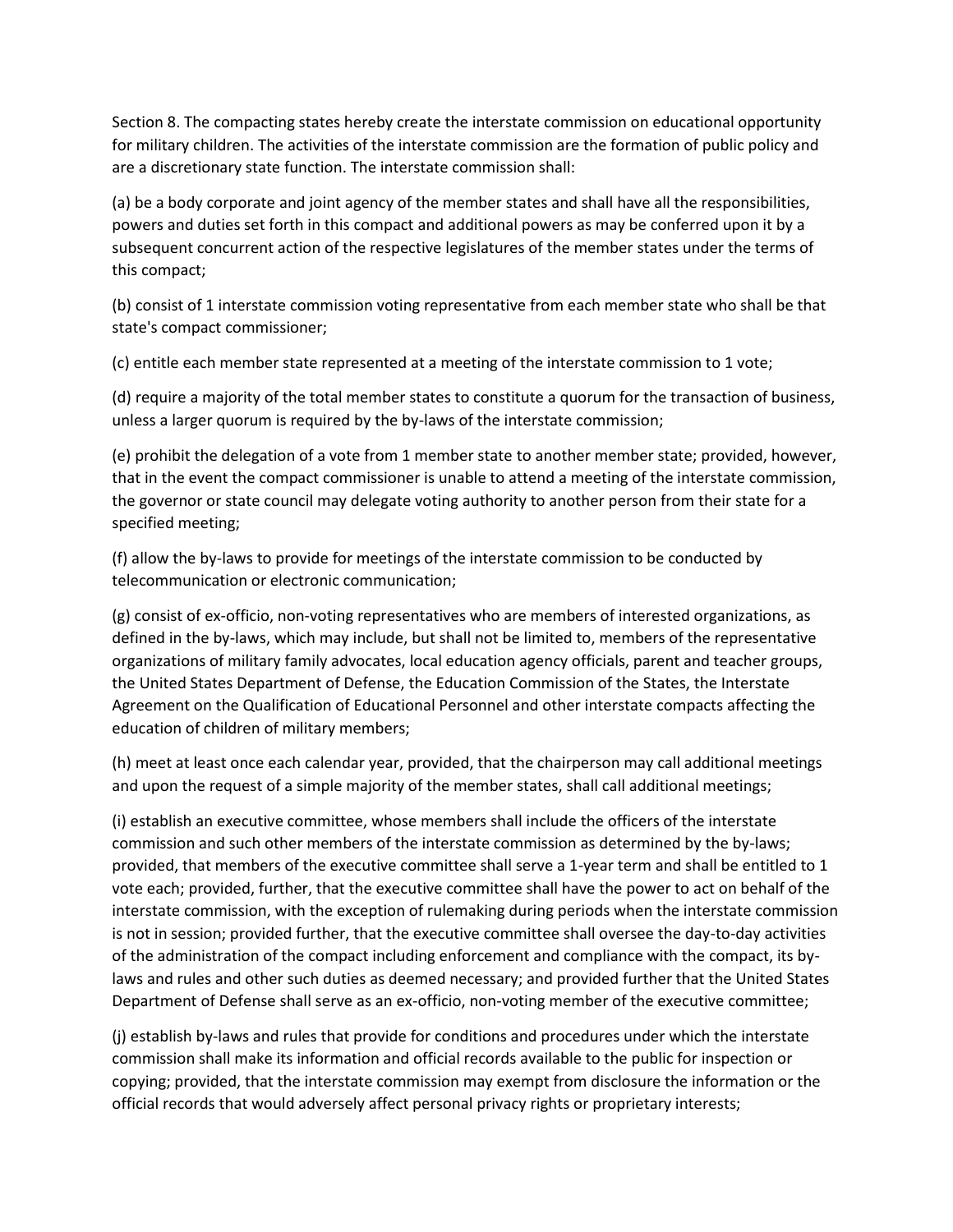Section 8. The compacting states hereby create the interstate commission on educational opportunity for military children. The activities of the interstate commission are the formation of public policy and are a discretionary state function. The interstate commission shall:

(a) be a body corporate and joint agency of the member states and shall have all the responsibilities, powers and duties set forth in this compact and additional powers as may be conferred upon it by a subsequent concurrent action of the respective legislatures of the member states under the terms of this compact;

(b) consist of 1 interstate commission voting representative from each member state who shall be that state's compact commissioner;

(c) entitle each member state represented at a meeting of the interstate commission to 1 vote;

(d) require a majority of the total member states to constitute a quorum for the transaction of business, unless a larger quorum is required by the by-laws of the interstate commission;

(e) prohibit the delegation of a vote from 1 member state to another member state; provided, however, that in the event the compact commissioner is unable to attend a meeting of the interstate commission, the governor or state council may delegate voting authority to another person from their state for a specified meeting;

(f) allow the by-laws to provide for meetings of the interstate commission to be conducted by telecommunication or electronic communication;

(g) consist of ex-officio, non-voting representatives who are members of interested organizations, as defined in the by-laws, which may include, but shall not be limited to, members of the representative organizations of military family advocates, local education agency officials, parent and teacher groups, the United States Department of Defense, the Education Commission of the States, the Interstate Agreement on the Qualification of Educational Personnel and other interstate compacts affecting the education of children of military members;

(h) meet at least once each calendar year, provided, that the chairperson may call additional meetings and upon the request of a simple majority of the member states, shall call additional meetings;

(i) establish an executive committee, whose members shall include the officers of the interstate commission and such other members of the interstate commission as determined by the by-laws; provided, that members of the executive committee shall serve a 1-year term and shall be entitled to 1 vote each; provided, further, that the executive committee shall have the power to act on behalf of the interstate commission, with the exception of rulemaking during periods when the interstate commission is not in session; provided further, that the executive committee shall oversee the day-to-day activities of the administration of the compact including enforcement and compliance with the compact, its by-laws and rules and other such duties as deemed necessary; and provided further that the United States Department of Defense shall serve as an ex-officio, non-voting member of the executive committee;

(j) establish by-laws and rules that provide for conditions and procedures under which the interstate commission shall make its information and official records available to the public for inspection or copying; provided, that the interstate commission may exempt from disclosure the information or the official records that would adversely affect personal privacy rights or proprietary interests;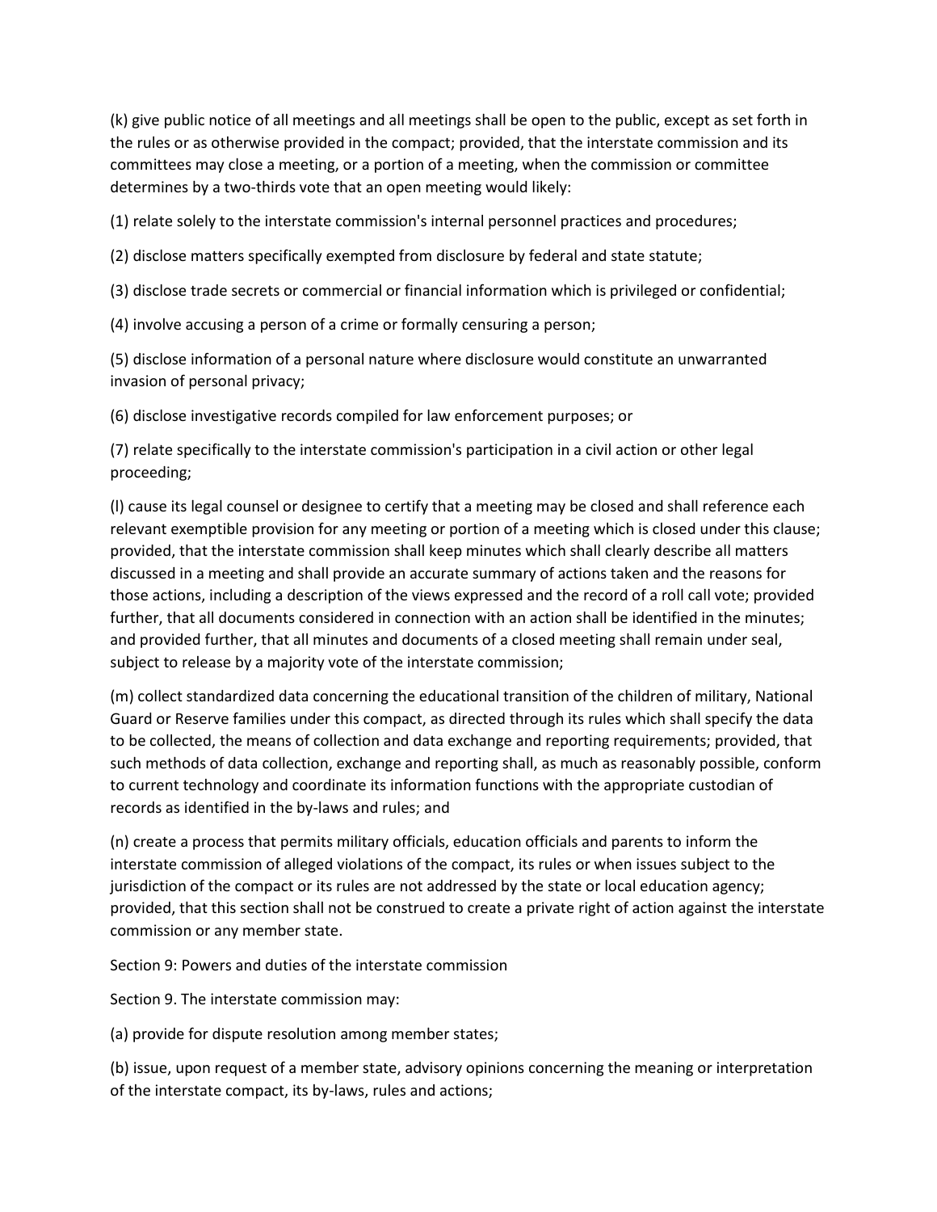(k) give public notice of all meetings and all meetings shall be open to the public, except as set forth in the rules or as otherwise provided in the compact; provided, that the interstate commission and its committees may close a meeting, or a portion of a meeting, when the commission or committee determines by a two-thirds vote that an open meeting would likely:

(1) relate solely to the interstate commission's internal personnel practices and procedures;

(2) disclose matters specifically exempted from disclosure by federal and state statute;

(3) disclose trade secrets or commercial or financial information which is privileged or confidential;

(4) involve accusing a person of a crime or formally censuring a person;

(5) disclose information of a personal nature where disclosure would constitute an unwarranted invasion of personal privacy;

(6) disclose investigative records compiled for law enforcement purposes; or

(7) relate specifically to the interstate commission's participation in a civil action or other legal proceeding;

(l) cause its legal counsel or designee to certify that a meeting may be closed and shall reference each relevant exemptible provision for any meeting or portion of a meeting which is closed under this clause; provided, that the interstate commission shall keep minutes which shall clearly describe all matters discussed in a meeting and shall provide an accurate summary of actions taken and the reasons for those actions, including a description of the views expressed and the record of a roll call vote; provided further, that all documents considered in connection with an action shall be identified in the minutes; and provided further, that all minutes and documents of a closed meeting shall remain under seal, subject to release by a majority vote of the interstate commission;

(m) collect standardized data concerning the educational transition of the children of military, National Guard or Reserve families under this compact, as directed through its rules which shall specify the data to be collected, the means of collection and data exchange and reporting requirements; provided, that such methods of data collection, exchange and reporting shall, as much as reasonably possible, conform to current technology and coordinate its information functions with the appropriate custodian of records as identified in the by-laws and rules; and

(n) create a process that permits military officials, education officials and parents to inform the interstate commission of alleged violations of the compact, its rules or when issues subject to the jurisdiction of the compact or its rules are not addressed by the state or local education agency; provided, that this section shall not be construed to create a private right of action against the interstate commission or any member state.

Section 9: Powers and duties of the interstate commission

Section 9. The interstate commission may:

(a) provide for dispute resolution among member states;

(b) issue, upon request of a member state, advisory opinions concerning the meaning or interpretation of the interstate compact, its by-laws, rules and actions;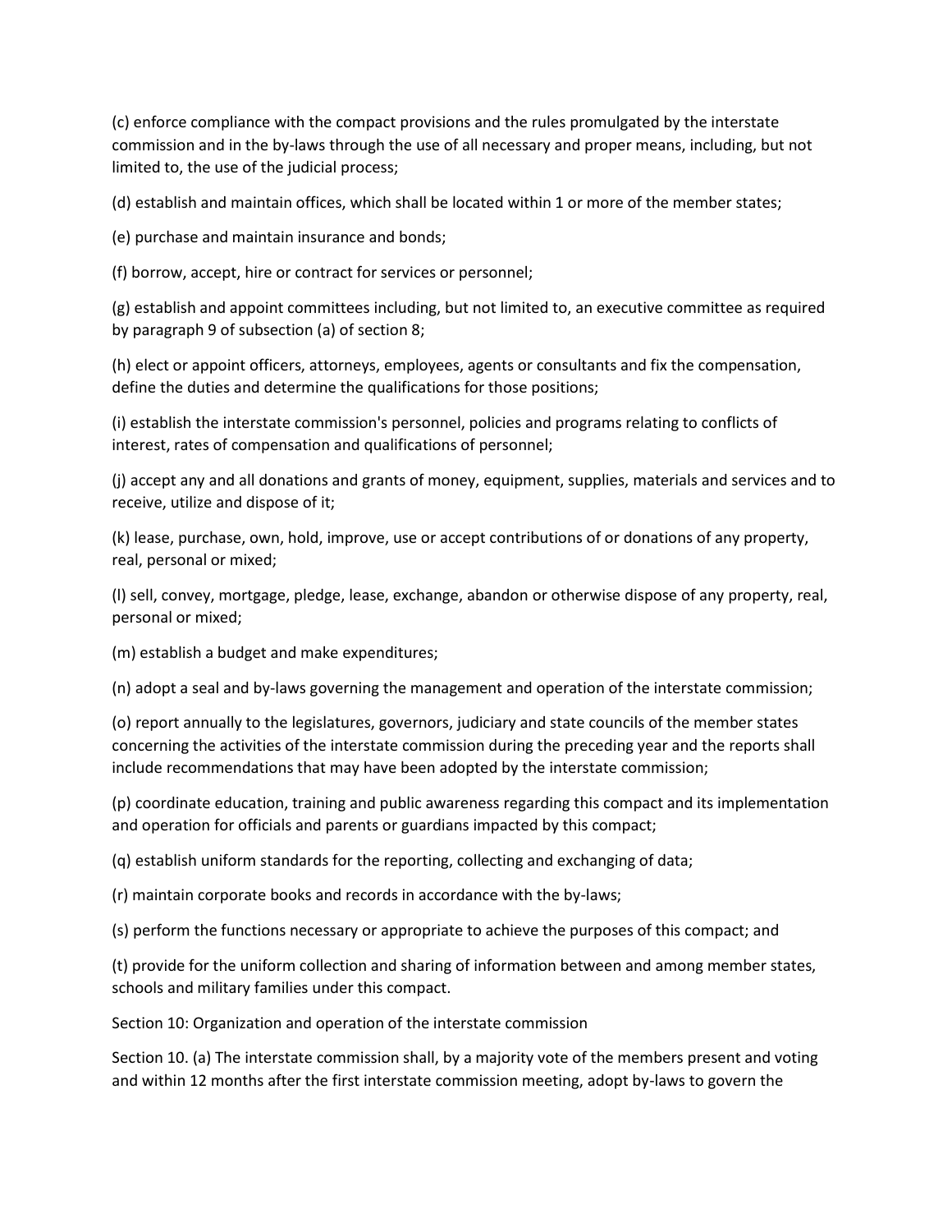(c) enforce compliance with the compact provisions and the rules promulgated by the interstate commission and in the by-laws through the use of all necessary and proper means, including, but not limited to, the use of the judicial process;

(d) establish and maintain offices, which shall be located within 1 or more of the member states;

(e) purchase and maintain insurance and bonds;

(f) borrow, accept, hire or contract for services or personnel;

(g) establish and appoint committees including, but not limited to, an executive committee as required by paragraph 9 of subsection (a) of section 8;

(h) elect or appoint officers, attorneys, employees, agents or consultants and fix the compensation, define the duties and determine the qualifications for those positions;

(i) establish the interstate commission's personnel, policies and programs relating to conflicts of interest, rates of compensation and qualifications of personnel;

(j) accept any and all donations and grants of money, equipment, supplies, materials and services and to receive, utilize and dispose of it;

(k) lease, purchase, own, hold, improve, use or accept contributions of or donations of any property, real, personal or mixed;

(l) sell, convey, mortgage, pledge, lease, exchange, abandon or otherwise dispose of any property, real, personal or mixed;

(m) establish a budget and make expenditures;

(n) adopt a seal and by-laws governing the management and operation of the interstate commission;

(o) report annually to the legislatures, governors, judiciary and state councils of the member states concerning the activities of the interstate commission during the preceding year and the reports shall include recommendations that may have been adopted by the interstate commission;

(p) coordinate education, training and public awareness regarding this compact and its implementation and operation for officials and parents or guardians impacted by this compact;

(q) establish uniform standards for the reporting, collecting and exchanging of data;

(r) maintain corporate books and records in accordance with the by-laws;

(s) perform the functions necessary or appropriate to achieve the purposes of this compact; and

(t) provide for the uniform collection and sharing of information between and among member states, schools and military families under this compact.

Section 10: Organization and operation of the interstate commission

Section 10. (a) The interstate commission shall, by a majority vote of the members present and voting and within 12 months after the first interstate commission meeting, adopt by-laws to govern the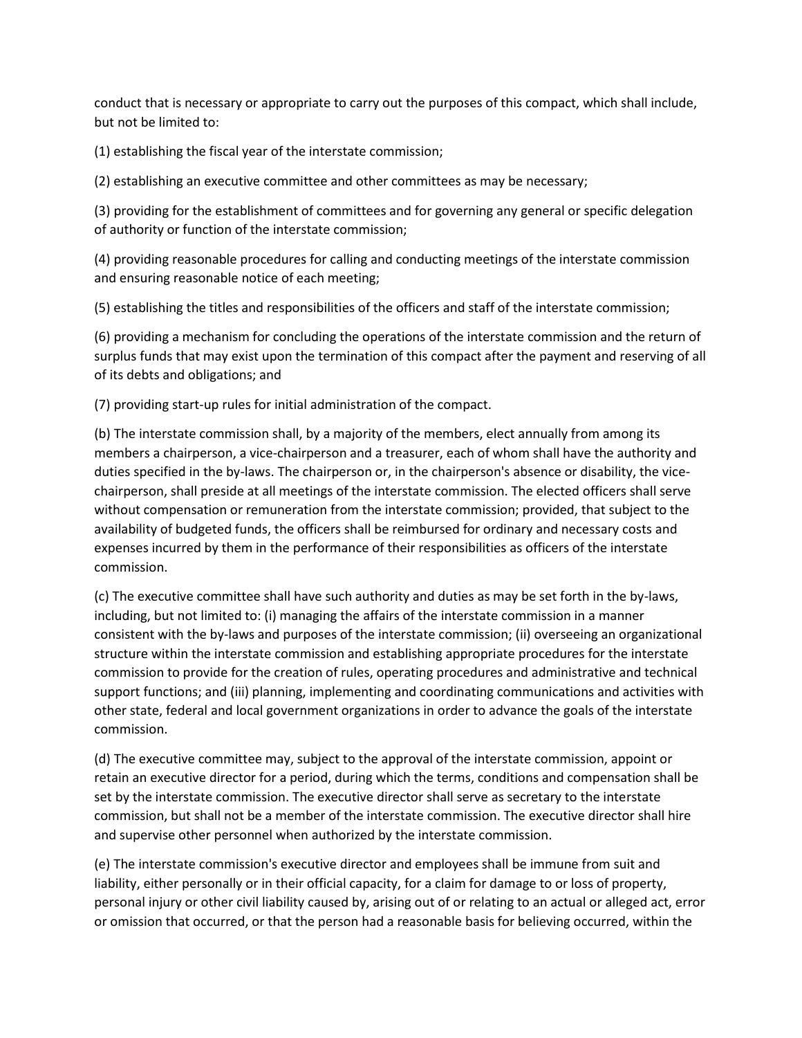conduct that is necessary or appropriate to carry out the purposes of this compact, which shall include, but not be limited to:

(1) establishing the fiscal year of the interstate commission;

(2) establishing an executive committee and other committees as may be necessary;

(3) providing for the establishment of committees and for governing any general or specific delegation of authority or function of the interstate commission;

(4) providing reasonable procedures for calling and conducting meetings of the interstate commission and ensuring reasonable notice of each meeting;

(5) establishing the titles and responsibilities of the officers and staff of the interstate commission;

(6) providing a mechanism for concluding the operations of the interstate commission and the return of surplus funds that may exist upon the termination of this compact after the payment and reserving of all of its debts and obligations; and

(7) providing start-up rules for initial administration of the compact.

(b) The interstate commission shall, by a majority of the members, elect annually from among its members a chairperson, a vice-chairperson and a treasurer, each of whom shall have the authority and duties specified in the by-laws. The chairperson or, in the chairperson's absence or disability, the vice-chairperson, shall preside at all meetings of the interstate commission. The elected officers shall serve without compensation or remuneration from the interstate commission; provided, that subject to the availability of budgeted funds, the officers shall be reimbursed for ordinary and necessary costs and expenses incurred by them in the performance of their responsibilities as officers of the interstate commission.

(c) The executive committee shall have such authority and duties as may be set forth in the by-laws, including, but not limited to: (i) managing the affairs of the interstate commission in a manner consistent with the by-laws and purposes of the interstate commission; (ii) overseeing an organizational structure within the interstate commission and establishing appropriate procedures for the interstate commission to provide for the creation of rules, operating procedures and administrative and technical support functions; and (iii) planning, implementing and coordinating communications and activities with other state, federal and local government organizations in order to advance the goals of the interstate commission.

(d) The executive committee may, subject to the approval of the interstate commission, appoint or retain an executive director for a period, during which the terms, conditions and compensation shall be set by the interstate commission. The executive director shall serve as secretary to the interstate commission, but shall not be a member of the interstate commission. The executive director shall hire and supervise other personnel when authorized by the interstate commission.

(e) The interstate commission's executive director and employees shall be immune from suit and liability, either personally or in their official capacity, for a claim for damage to or loss of property, personal injury or other civil liability caused by, arising out of or relating to an actual or alleged act, error or omission that occurred, or that the person had a reasonable basis for believing occurred, within the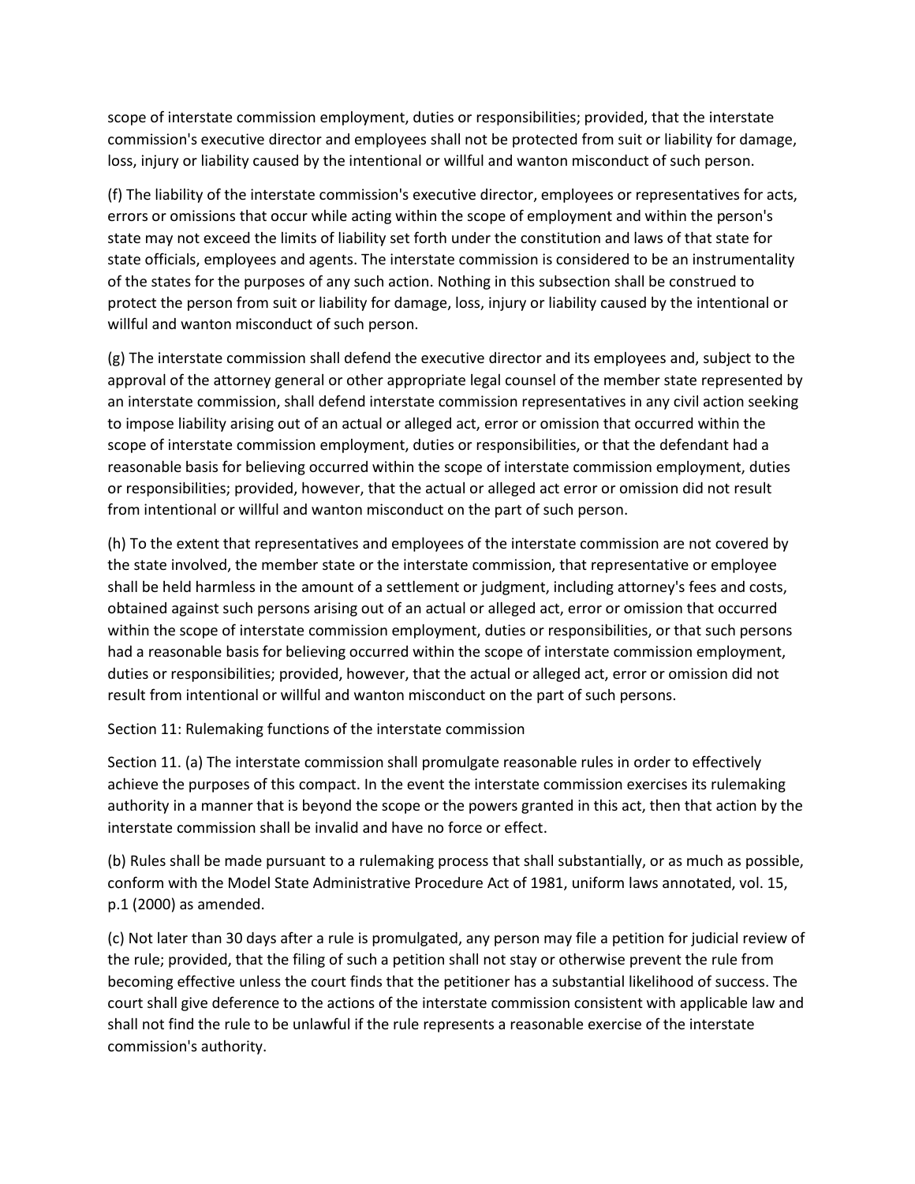scope of interstate commission employment, duties or responsibilities; provided, that the interstate commission's executive director and employees shall not be protected from suit or liability for damage, loss, injury or liability caused by the intentional or willful and wanton misconduct of such person.

(f) The liability of the interstate commission's executive director, employees or representatives for acts, errors or omissions that occur while acting within the scope of employment and within the person's state may not exceed the limits of liability set forth under the constitution and laws of that state for state officials, employees and agents. The interstate commission is considered to be an instrumentality of the states for the purposes of any such action. Nothing in this subsection shall be construed to protect the person from suit or liability for damage, loss, injury or liability caused by the intentional or willful and wanton misconduct of such person.

(g) The interstate commission shall defend the executive director and its employees and, subject to the approval of the attorney general or other appropriate legal counsel of the member state represented by an interstate commission, shall defend interstate commission representatives in any civil action seeking to impose liability arising out of an actual or alleged act, error or omission that occurred within the scope of interstate commission employment, duties or responsibilities, or that the defendant had a reasonable basis for believing occurred within the scope of interstate commission employment, duties or responsibilities; provided, however, that the actual or alleged act error or omission did not result from intentional or willful and wanton misconduct on the part of such person.

(h) To the extent that representatives and employees of the interstate commission are not covered by the state involved, the member state or the interstate commission, that representative or employee shall be held harmless in the amount of a settlement or judgment, including attorney's fees and costs, obtained against such persons arising out of an actual or alleged act, error or omission that occurred within the scope of interstate commission employment, duties or responsibilities, or that such persons had a reasonable basis for believing occurred within the scope of interstate commission employment, duties or responsibilities; provided, however, that the actual or alleged act, error or omission did not result from intentional or willful and wanton misconduct on the part of such persons.

Section 11: Rulemaking functions of the interstate commission

Section 11. (a) The interstate commission shall promulgate reasonable rules in order to effectively achieve the purposes of this compact. In the event the interstate commission exercises its rulemaking authority in a manner that is beyond the scope or the powers granted in this act, then that action by the interstate commission shall be invalid and have no force or effect.

(b) Rules shall be made pursuant to a rulemaking process that shall substantially, or as much as possible, conform with the Model State Administrative Procedure Act of 1981, uniform laws annotated, vol. 15, p.1 (2000) as amended.

(c) Not later than 30 days after a rule is promulgated, any person may file a petition for judicial review of the rule; provided, that the filing of such a petition shall not stay or otherwise prevent the rule from becoming effective unless the court finds that the petitioner has a substantial likelihood of success. The court shall give deference to the actions of the interstate commission consistent with applicable law and shall not find the rule to be unlawful if the rule represents a reasonable exercise of the interstate commission's authority.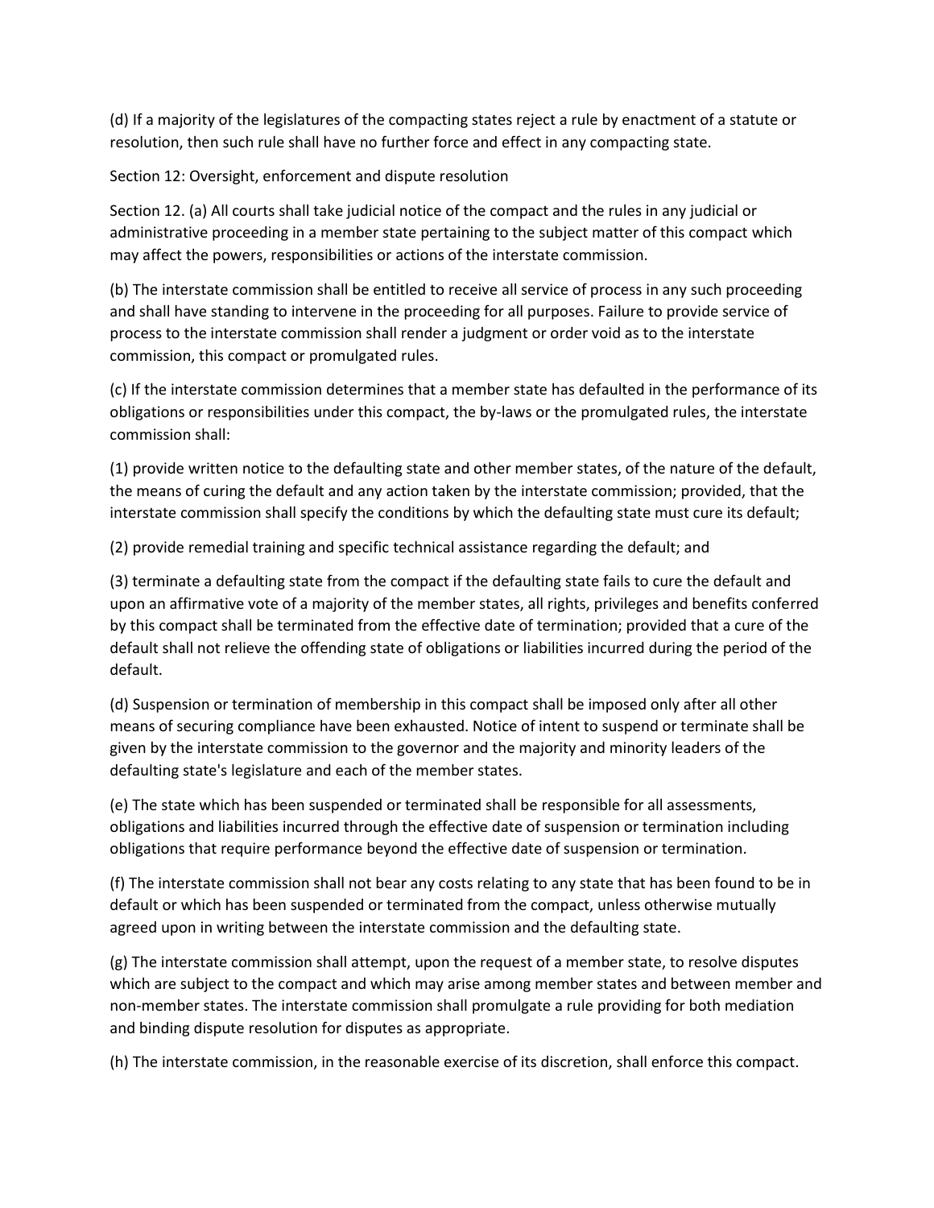(d) If a majority of the legislatures of the compacting states reject a rule by enactment of a statute or resolution, then such rule shall have no further force and effect in any compacting state.

## Section 12: Oversight, enforcement and dispute resolution

Section 12. (a) All courts shall take judicial notice of the compact and the rules in any judicial or administrative proceeding in a member state pertaining to the subject matter of this compact which may affect the powers, responsibilities or actions of the interstate commission.

(b) The interstate commission shall be entitled to receive all service of process in any such proceeding and shall have standing to intervene in the proceeding for all purposes. Failure to provide service of process to the interstate commission shall render a judgment or order void as to the interstate commission, this compact or promulgated rules.

(c) If the interstate commission determines that a member state has defaulted in the performance of its obligations or responsibilities under this compact, the by-laws or the promulgated rules, the interstate commission shall:

(1) provide written notice to the defaulting state and other member states, of the nature of the default, the means of curing the default and any action taken by the interstate commission; provided, that the interstate commission shall specify the conditions by which the defaulting state must cure its default;

(2) provide remedial training and specific technical assistance regarding the default; and

(3) terminate a defaulting state from the compact if the defaulting state fails to cure the default and upon an affirmative vote of a majority of the member states, all rights, privileges and benefits conferred by this compact shall be terminated from the effective date of termination; provided that a cure of the default shall not relieve the offending state of obligations or liabilities incurred during the period of the default.

(d) Suspension or termination of membership in this compact shall be imposed only after all other means of securing compliance have been exhausted. Notice of intent to suspend or terminate shall be given by the interstate commission to the governor and the majority and minority leaders of the defaulting state's legislature and each of the member states.

(e) The state which has been suspended or terminated shall be responsible for all assessments, obligations and liabilities incurred through the effective date of suspension or termination including obligations that require performance beyond the effective date of suspension or termination.

(f) The interstate commission shall not bear any costs relating to any state that has been found to be in default or which has been suspended or terminated from the compact, unless otherwise mutually agreed upon in writing between the interstate commission and the defaulting state.

(g) The interstate commission shall attempt, upon the request of a member state, to resolve disputes which are subject to the compact and which may arise among member states and between member and non-member states. The interstate commission shall promulgate a rule providing for both mediation and binding dispute resolution for disputes as appropriate.

(h) The interstate commission, in the reasonable exercise of its discretion, shall enforce this compact.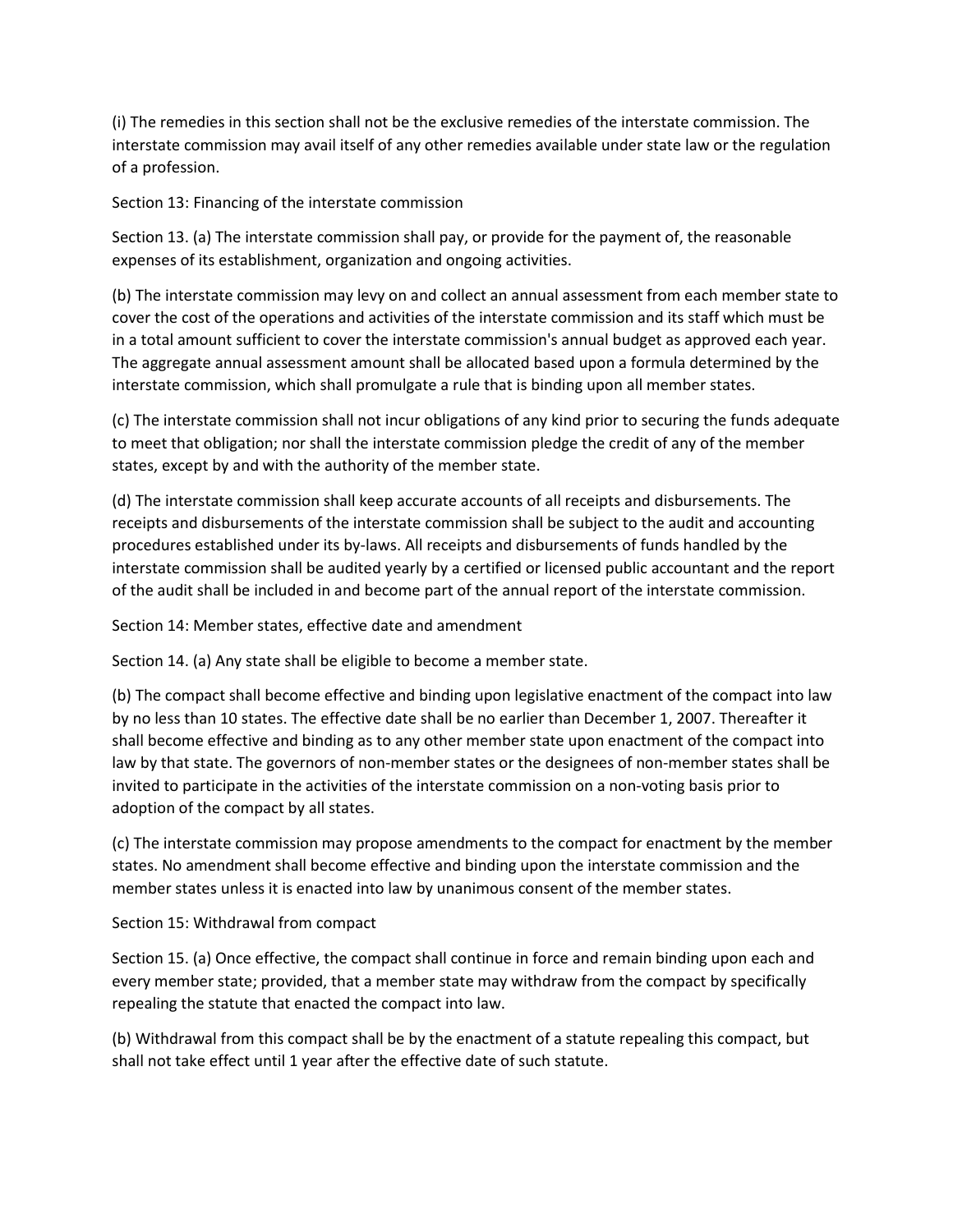(i) The remedies in this section shall not be the exclusive remedies of the interstate commission. The interstate commission may avail itself of any other remedies available under state law or the regulation of a profession.

## Section 13: Financing of the interstate commission

Section 13. (a) The interstate commission shall pay, or provide for the payment of, the reasonable expenses of its establishment, organization and ongoing activities.

(b) The interstate commission may levy on and collect an annual assessment from each member state to cover the cost of the operations and activities of the interstate commission and its staff which must be in a total amount sufficient to cover the interstate commission's annual budget as approved each year. The aggregate annual assessment amount shall be allocated based upon a formula determined by the interstate commission, which shall promulgate a rule that is binding upon all member states.

(c) The interstate commission shall not incur obligations of any kind prior to securing the funds adequate to meet that obligation; nor shall the interstate commission pledge the credit of any of the member states, except by and with the authority of the member state.

(d) The interstate commission shall keep accurate accounts of all receipts and disbursements. The receipts and disbursements of the interstate commission shall be subject to the audit and accounting procedures established under its by-laws. All receipts and disbursements of funds handled by the interstate commission shall be audited yearly by a certified or licensed public accountant and the report of the audit shall be included in and become part of the annual report of the interstate commission.

## Section 14: Member states, effective date and amendment

Section 14. (a) Any state shall be eligible to become a member state.

(b) The compact shall become effective and binding upon legislative enactment of the compact into law by no less than 10 states. The effective date shall be no earlier than December 1, 2007. Thereafter it shall become effective and binding as to any other member state upon enactment of the compact into law by that state. The governors of non-member states or the designees of non-member states shall be invited to participate in the activities of the interstate commission on a non-voting basis prior to adoption of the compact by all states.

(c) The interstate commission may propose amendments to the compact for enactment by the member states. No amendment shall become effective and binding upon the interstate commission and the member states unless it is enacted into law by unanimous consent of the member states.

## Section 15: Withdrawal from compact

Section 15. (a) Once effective, the compact shall continue in force and remain binding upon each and every member state; provided, that a member state may withdraw from the compact by specifically repealing the statute that enacted the compact into law.

(b) Withdrawal from this compact shall be by the enactment of a statute repealing this compact, but shall not take effect until 1 year after the effective date of such statute.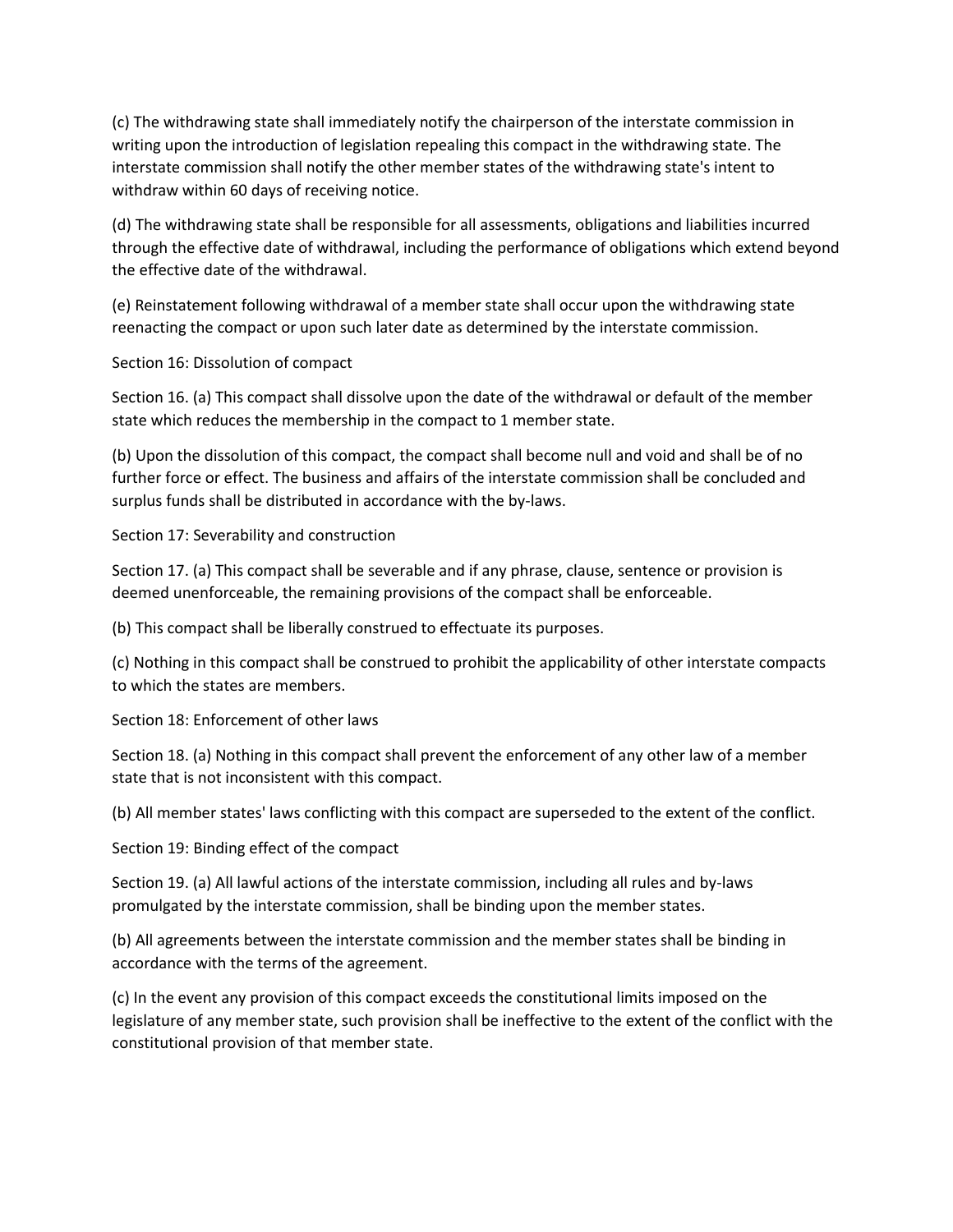(c) The withdrawing state shall immediately notify the chairperson of the interstate commission in writing upon the introduction of legislation repealing this compact in the withdrawing state. The interstate commission shall notify the other member states of the withdrawing state's intent to withdraw within 60 days of receiving notice.

(d) The withdrawing state shall be responsible for all assessments, obligations and liabilities incurred through the effective date of withdrawal, including the performance of obligations which extend beyond the effective date of the withdrawal.

(e) Reinstatement following withdrawal of a member state shall occur upon the withdrawing state reenacting the compact or upon such later date as determined by the interstate commission.

Section 16: Dissolution of compact

Section 16. (a) This compact shall dissolve upon the date of the withdrawal or default of the member state which reduces the membership in the compact to 1 member state.

(b) Upon the dissolution of this compact, the compact shall become null and void and shall be of no further force or effect. The business and affairs of the interstate commission shall be concluded and surplus funds shall be distributed in accordance with the by-laws.

Section 17: Severability and construction

Section 17. (a) This compact shall be severable and if any phrase, clause, sentence or provision is deemed unenforceable, the remaining provisions of the compact shall be enforceable.

(b) This compact shall be liberally construed to effectuate its purposes.

(c) Nothing in this compact shall be construed to prohibit the applicability of other interstate compacts to which the states are members.

Section 18: Enforcement of other laws

Section 18. (a) Nothing in this compact shall prevent the enforcement of any other law of a member state that is not inconsistent with this compact.

(b) All member states' laws conflicting with this compact are superseded to the extent of the conflict.

Section 19: Binding effect of the compact

Section 19. (a) All lawful actions of the interstate commission, including all rules and by-laws promulgated by the interstate commission, shall be binding upon the member states.

(b) All agreements between the interstate commission and the member states shall be binding in accordance with the terms of the agreement.

(c) In the event any provision of this compact exceeds the constitutional limits imposed on the legislature of any member state, such provision shall be ineffective to the extent of the conflict with the constitutional provision of that member state.